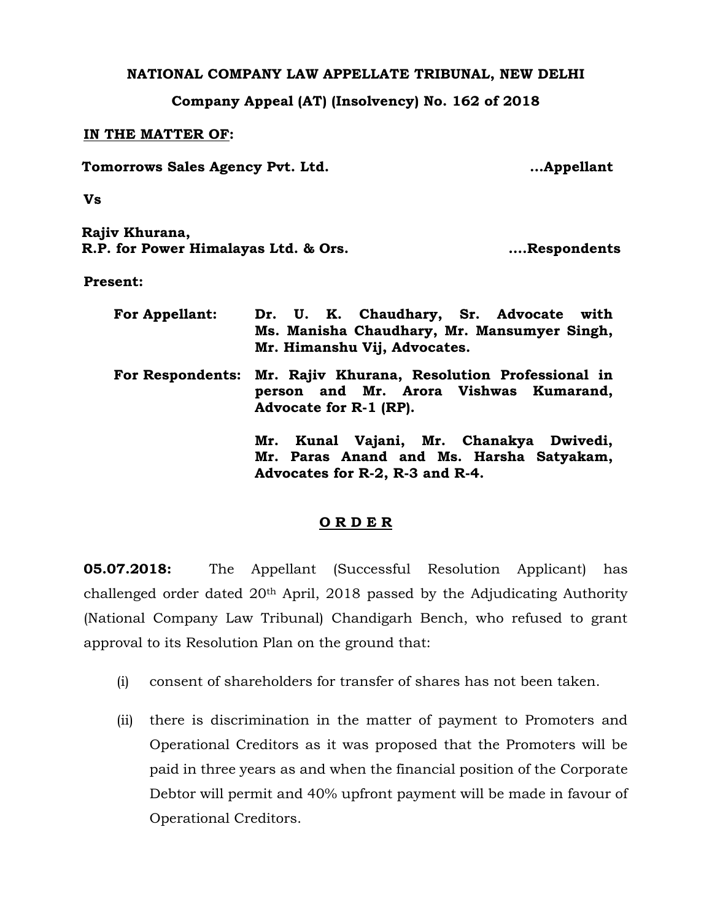**NATIONAL COMPANY LAW APPELLATE TRIBUNAL, NEW DELHI**

**Company Appeal (AT) (Insolvency) No. 162 of 2018**

**IN THE MATTER OF:**

**Tomorrows Sales Agency Pvt. Ltd.** **...Appellant**

**Vs**

**Rajiv Khurana,**
**R.P. for Power Himalayas Ltd. & Ors.** **....Respondents**

**Present:**

**For Appellant:** **Dr. U. K. Chaudhary, Sr. Advocate with Ms. Manisha Chaudhary, Mr. Mansumyer Singh, Mr. Himanshu Vij, Advocates.**

**For Respondents:** **Mr. Rajiv Khurana, Resolution Professional in person and Mr. Arora Vishwas Kumarand, Advocate for R-1 (RP).**

**Mr. Kunal Vajani, Mr. Chanakya Dwivedi, Mr. Paras Anand and Ms. Harsha Satyakam, Advocates for R-2, R-3 and R-4.**

**O R D E R**

**05.07.2018:** The Appellant (Successful Resolution Applicant) has challenged order dated 20th April, 2018 passed by the Adjudicating Authority (National Company Law Tribunal) Chandigarh Bench, who refused to grant approval to its Resolution Plan on the ground that:

(i) consent of shareholders for transfer of shares has not been taken.

(ii) there is discrimination in the matter of payment to Promoters and Operational Creditors as it was proposed that the Promoters will be paid in three years as and when the financial position of the Corporate Debtor will permit and 40% upfront payment will be made in favour of Operational Creditors.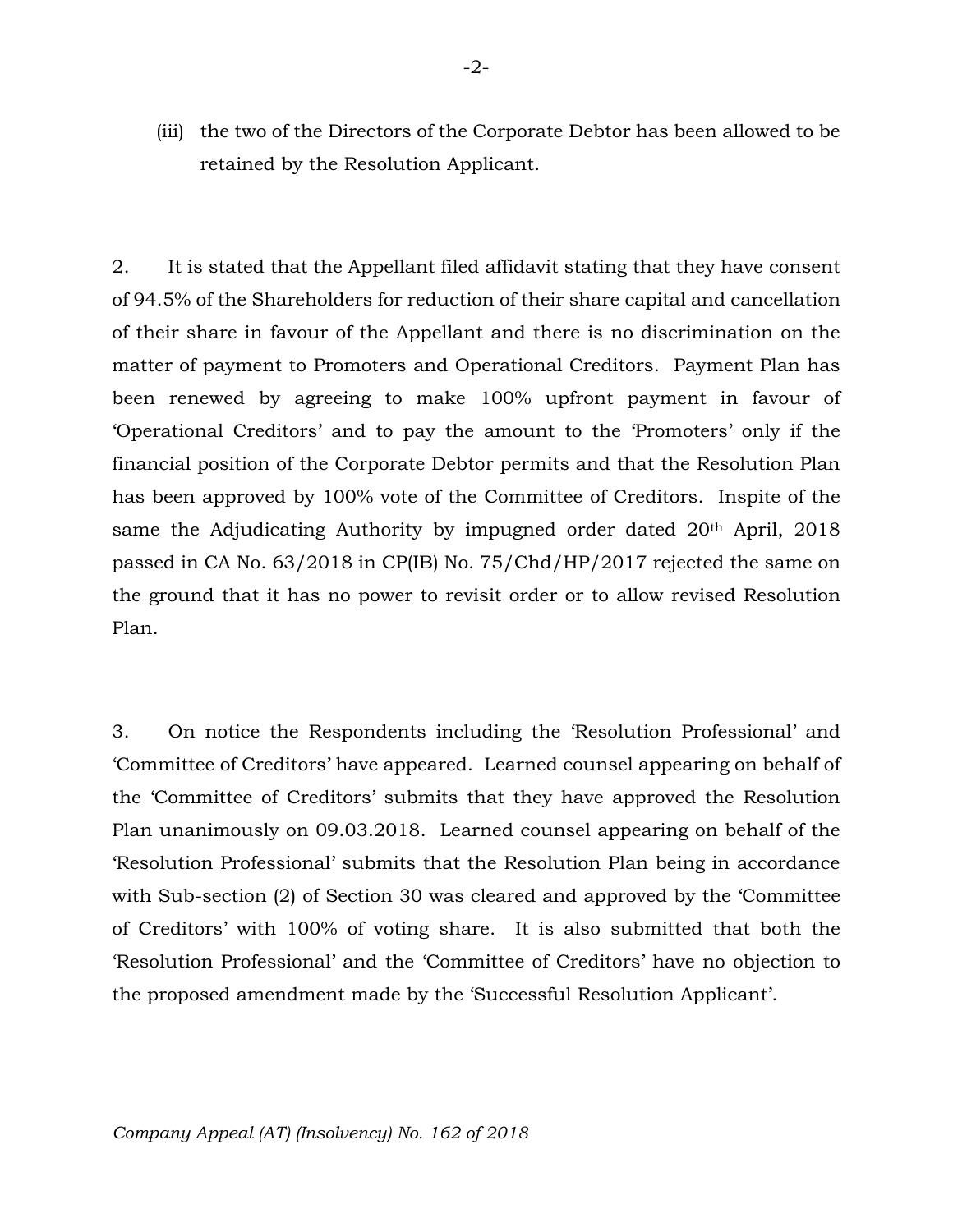(iii) the two of the Directors of the Corporate Debtor has been allowed to be retained by the Resolution Applicant.

2. It is stated that the Appellant filed affidavit stating that they have consent of 94.5% of the Shareholders for reduction of their share capital and cancellation of their share in favour of the Appellant and there is no discrimination on the matter of payment to Promoters and Operational Creditors. Payment Plan has been renewed by agreeing to make 100% upfront payment in favour of 'Operational Creditors' and to pay the amount to the 'Promoters' only if the financial position of the Corporate Debtor permits and that the Resolution Plan has been approved by 100% vote of the Committee of Creditors. Inspite of the same the Adjudicating Authority by impugned order dated 20th April, 2018 passed in CA No. 63/2018 in CP(IB) No. 75/Chd/HP/2017 rejected the same on the ground that it has no power to revisit order or to allow revised Resolution Plan.

3. On notice the Respondents including the 'Resolution Professional' and 'Committee of Creditors' have appeared. Learned counsel appearing on behalf of the 'Committee of Creditors' submits that they have approved the Resolution Plan unanimously on 09.03.2018. Learned counsel appearing on behalf of the 'Resolution Professional' submits that the Resolution Plan being in accordance with Sub-section (2) of Section 30 was cleared and approved by the 'Committee of Creditors' with 100% of voting share. It is also submitted that both the 'Resolution Professional' and the 'Committee of Creditors' have no objection to the proposed amendment made by the 'Successful Resolution Applicant'.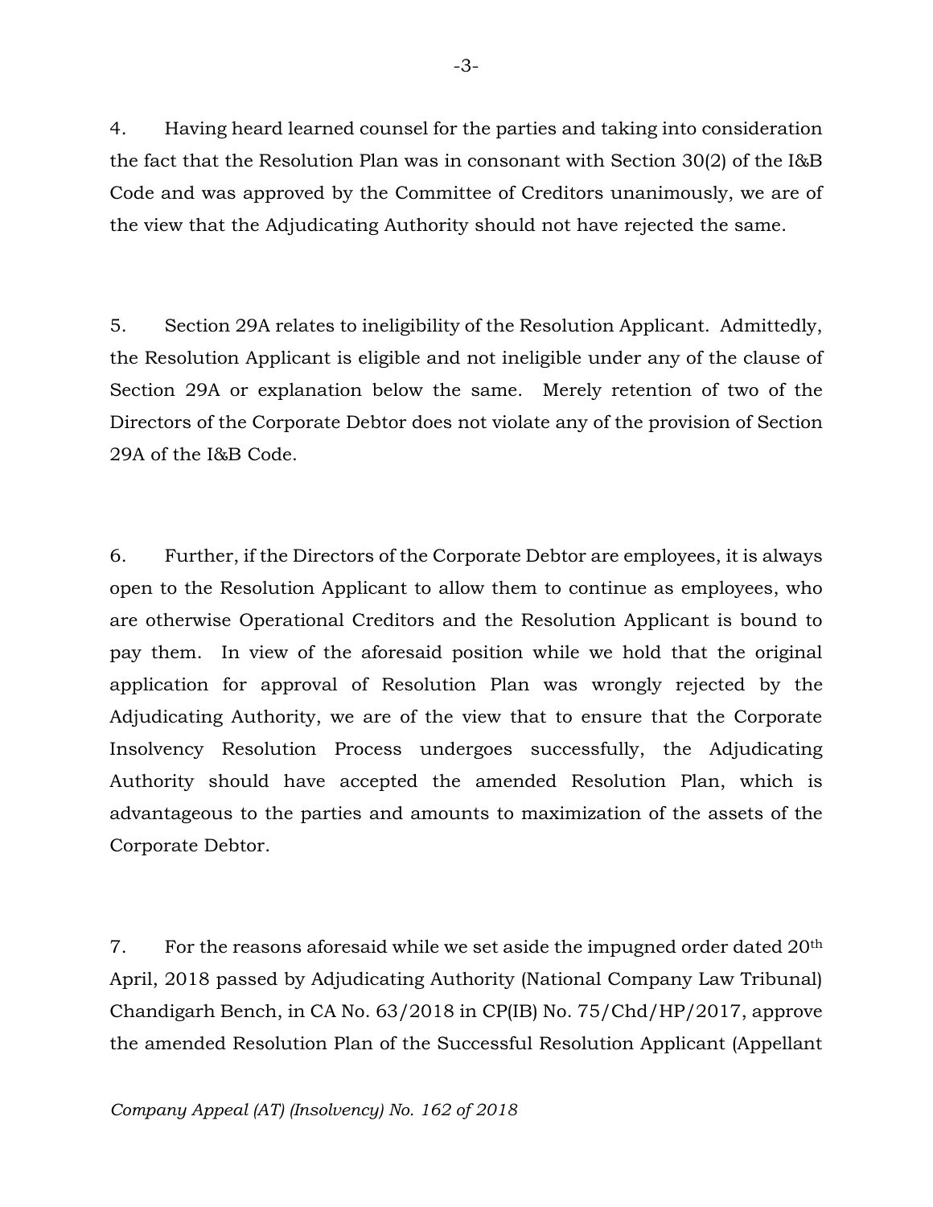4. Having heard learned counsel for the parties and taking into consideration the fact that the Resolution Plan was in consonant with Section 30(2) of the I&B Code and was approved by the Committee of Creditors unanimously, we are of the view that the Adjudicating Authority should not have rejected the same.

5. Section 29A relates to ineligibility of the Resolution Applicant. Admittedly, the Resolution Applicant is eligible and not ineligible under any of the clause of Section 29A or explanation below the same. Merely retention of two of the Directors of the Corporate Debtor does not violate any of the provision of Section 29A of the I&B Code.

6. Further, if the Directors of the Corporate Debtor are employees, it is always open to the Resolution Applicant to allow them to continue as employees, who are otherwise Operational Creditors and the Resolution Applicant is bound to pay them. In view of the aforesaid position while we hold that the original application for approval of Resolution Plan was wrongly rejected by the Adjudicating Authority, we are of the view that to ensure that the Corporate Insolvency Resolution Process undergoes successfully, the Adjudicating Authority should have accepted the amended Resolution Plan, which is advantageous to the parties and amounts to maximization of the assets of the Corporate Debtor.

7. For the reasons aforesaid while we set aside the impugned order dated 20th April, 2018 passed by Adjudicating Authority (National Company Law Tribunal) Chandigarh Bench, in CA No. 63/2018 in CP(IB) No. 75/Chd/HP/2017, approve the amended Resolution Plan of the Successful Resolution Applicant (Appellant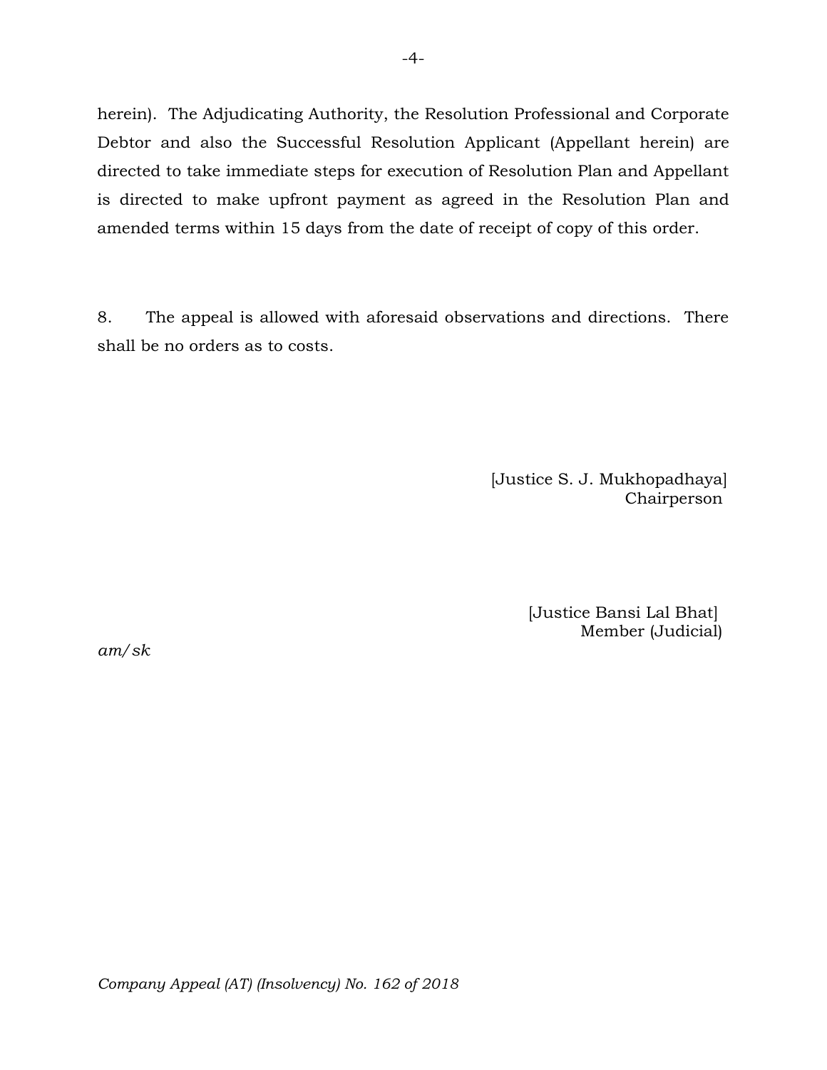herein). The Adjudicating Authority, the Resolution Professional and Corporate Debtor and also the Successful Resolution Applicant (Appellant herein) are directed to take immediate steps for execution of Resolution Plan and Appellant is directed to make upfront payment as agreed in the Resolution Plan and amended terms within 15 days from the date of receipt of copy of this order.

8. The appeal is allowed with aforesaid observations and directions. There shall be no orders as to costs.

[Justice S. J. Mukhopadhaya]
Chairperson

[Justice Bansi Lal Bhat]
Member (Judicial)

*am/sk*